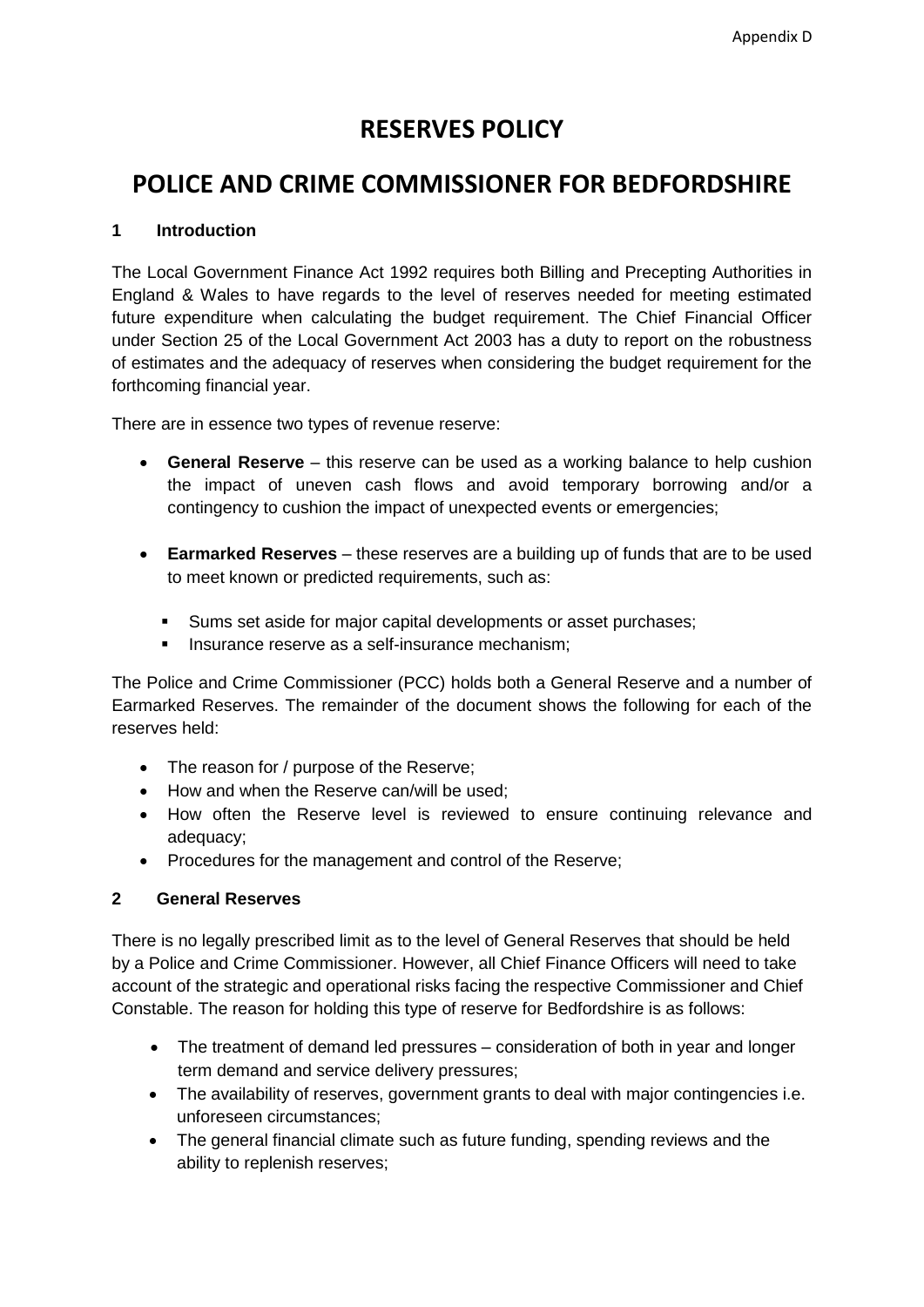Appendix D

# RESERVES POLICY

# POLICE AND CRIME COMMISSIONER FOR BEDFORDSHIRE

## 1 Introduction

The Local Government Finance Act 1992 requires both Billing and Precepting Authorities in England & Wales to have regards to the level of reserves needed for meeting estimated future expenditure when calculating the budget requirement. The Chief Financial Officer under Section 25 of the Local Government Act 2003 has a duty to report on the robustness of estimates and the adequacy of reserves when considering the budget requirement for the forthcoming financial year.

There are in essence two types of revenue reserve:

- **General Reserve** – this reserve can be used as a working balance to help cushion the impact of uneven cash flows and avoid temporary borrowing and/or a contingency to cushion the impact of unexpected events or emergencies;
- **Earmarked Reserves** – these reserves are a building up of funds that are to be used to meet known or predicted requirements, such as:
  - Sums set aside for major capital developments or asset purchases;
  - Insurance reserve as a self-insurance mechanism;

The Police and Crime Commissioner (PCC) holds both a General Reserve and a number of Earmarked Reserves. The remainder of the document shows the following for each of the reserves held:

- The reason for / purpose of the Reserve;
- How and when the Reserve can/will be used;
- How often the Reserve level is reviewed to ensure continuing relevance and adequacy;
- Procedures for the management and control of the Reserve;

## 2 General Reserves

There is no legally prescribed limit as to the level of General Reserves that should be held by a Police and Crime Commissioner. However, all Chief Finance Officers will need to take account of the strategic and operational risks facing the respective Commissioner and Chief Constable. The reason for holding this type of reserve for Bedfordshire is as follows:

- The treatment of demand led pressures – consideration of both in year and longer term demand and service delivery pressures;
- The availability of reserves, government grants to deal with major contingencies i.e. unforeseen circumstances;
- The general financial climate such as future funding, spending reviews and the ability to replenish reserves;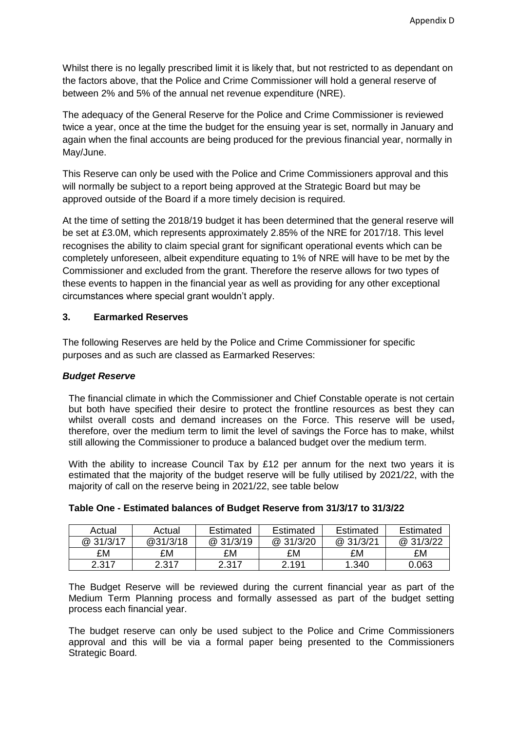Whilst there is no legally prescribed limit it is likely that, but not restricted to as dependant on the factors above, that the Police and Crime Commissioner will hold a general reserve of between 2% and 5% of the annual net revenue expenditure (NRE).

The adequacy of the General Reserve for the Police and Crime Commissioner is reviewed twice a year, once at the time the budget for the ensuing year is set, normally in January and again when the final accounts are being produced for the previous financial year, normally in May/June.

This Reserve can only be used with the Police and Crime Commissioners approval and this will normally be subject to a report being approved at the Strategic Board but may be approved outside of the Board if a more timely decision is required.

At the time of setting the 2018/19 budget it has been determined that the general reserve will be set at £3.0M, which represents approximately 2.85% of the NRE for 2017/18. This level recognises the ability to claim special grant for significant operational events which can be completely unforeseen, albeit expenditure equating to 1% of NRE will have to be met by the Commissioner and excluded from the grant. Therefore the reserve allows for two types of these events to happen in the financial year as well as providing for any other exceptional circumstances where special grant wouldn't apply.

## 3. Earmarked Reserves

The following Reserves are held by the Police and Crime Commissioner for specific purposes and as such are classed as Earmarked Reserves:

### ***Budget Reserve***

The financial climate in which the Commissioner and Chief Constable operate is not certain but both have specified their desire to protect the frontline resources as best they can whilst overall costs and demand increases on the Force. This reserve will be used, therefore, over the medium term to limit the level of savings the Force has to make, whilst still allowing the Commissioner to produce a balanced budget over the medium term.

With the ability to increase Council Tax by £12 per annum for the next two years it is estimated that the majority of the budget reserve will be fully utilised by 2021/22, with the majority of call on the reserve being in 2021/22, see table below

**Table One - Estimated balances of Budget Reserve from 31/3/17 to 31/3/22**

| Actual @ 31/3/17 | Actual @31/3/18 | Estimated @ 31/3/19 | Estimated @ 31/3/20 | Estimated @ 31/3/21 | Estimated @ 31/3/22 |
|---|---|---|---|---|---|
| £M | £M | £M | £M | £M | £M |
| 2.317 | 2.317 | 2.317 | 2.191 | 1.340 | 0.063 |

The Budget Reserve will be reviewed during the current financial year as part of the Medium Term Planning process and formally assessed as part of the budget setting process each financial year.

The budget reserve can only be used subject to the Police and Crime Commissioners approval and this will be via a formal paper being presented to the Commissioners Strategic Board.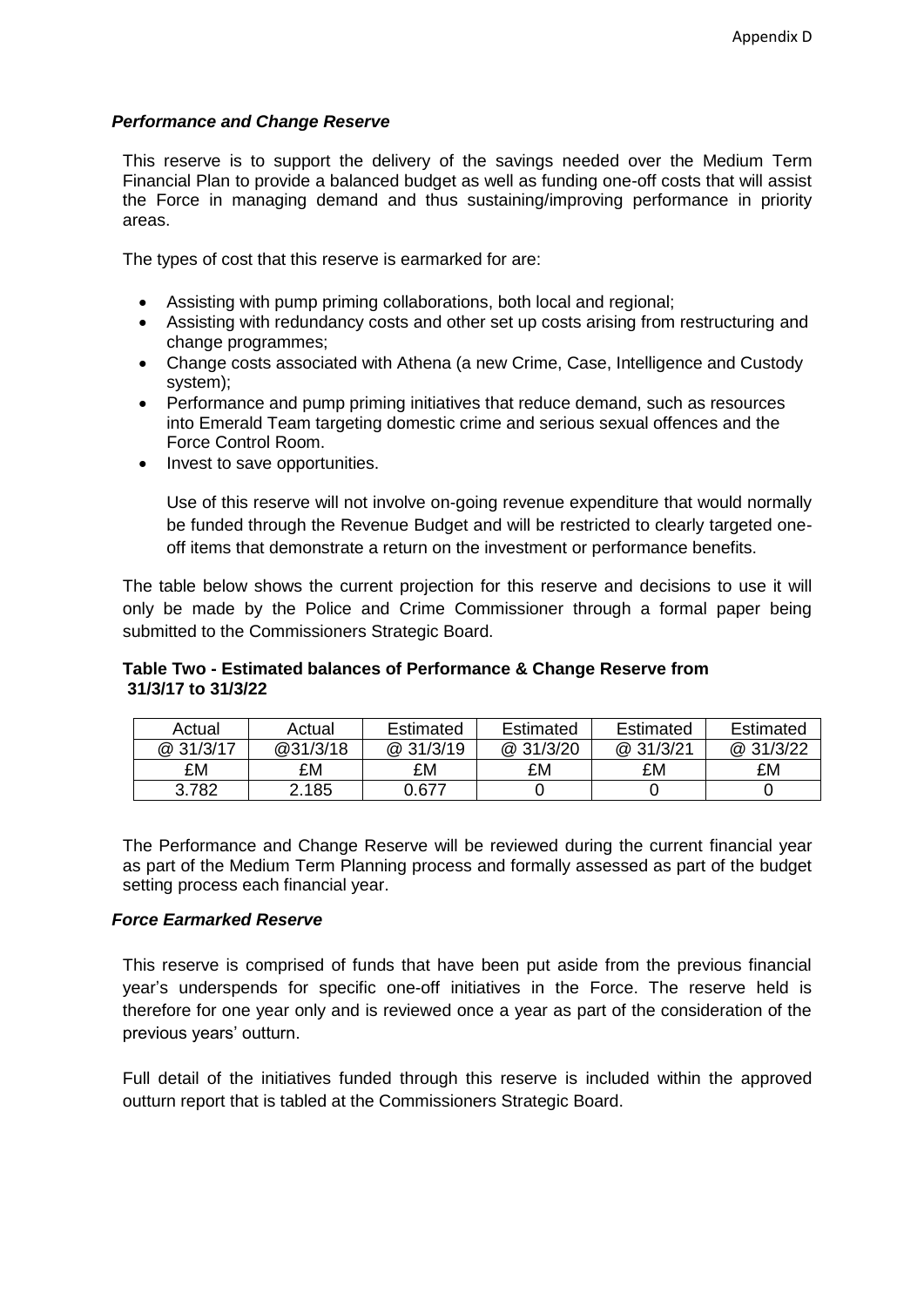Appendix D

### *Performance and Change Reserve*

This reserve is to support the delivery of the savings needed over the Medium Term Financial Plan to provide a balanced budget as well as funding one-off costs that will assist the Force in managing demand and thus sustaining/improving performance in priority areas.

The types of cost that this reserve is earmarked for are:

- Assisting with pump priming collaborations, both local and regional;
- Assisting with redundancy costs and other set up costs arising from restructuring and change programmes;
- Change costs associated with Athena (a new Crime, Case, Intelligence and Custody system);
- Performance and pump priming initiatives that reduce demand, such as resources into Emerald Team targeting domestic crime and serious sexual offences and the Force Control Room.
- Invest to save opportunities.

Use of this reserve will not involve on-going revenue expenditure that would normally be funded through the Revenue Budget and will be restricted to clearly targeted one-off items that demonstrate a return on the investment or performance benefits.

The table below shows the current projection for this reserve and decisions to use it will only be made by the Police and Crime Commissioner through a formal paper being submitted to the Commissioners Strategic Board.

**Table Two - Estimated balances of Performance & Change Reserve from 31/3/17 to 31/3/22**

| Actual | Actual | Estimated | Estimated | Estimated | Estimated |
|---|---|---|---|---|---|
| @ 31/3/17 | @31/3/18 | @ 31/3/19 | @ 31/3/20 | @ 31/3/21 | @ 31/3/22 |
| £M | £M | £M | £M | £M | £M |
| 3.782 | 2.185 | 0.677 | 0 | 0 | 0 |

The Performance and Change Reserve will be reviewed during the current financial year as part of the Medium Term Planning process and formally assessed as part of the budget setting process each financial year.

### *Force Earmarked Reserve*

This reserve is comprised of funds that have been put aside from the previous financial year's underspends for specific one-off initiatives in the Force. The reserve held is therefore for one year only and is reviewed once a year as part of the consideration of the previous years' outturn.

Full detail of the initiatives funded through this reserve is included within the approved outturn report that is tabled at the Commissioners Strategic Board.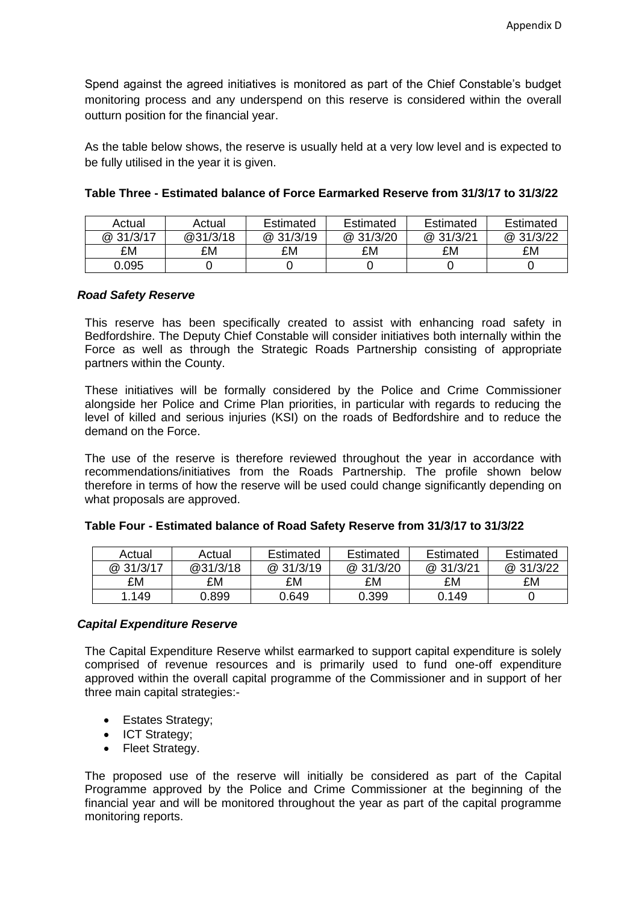Spend against the agreed initiatives is monitored as part of the Chief Constable's budget monitoring process and any underspend on this reserve is considered within the overall outturn position for the financial year.

As the table below shows, the reserve is usually held at a very low level and is expected to be fully utilised in the year it is given.

**Table Three - Estimated balance of Force Earmarked Reserve from 31/3/17 to 31/3/22**

| Actual | Actual | Estimated | Estimated | Estimated | Estimated |
|---|---|---|---|---|---|
| @ 31/3/17 | @31/3/18 | @ 31/3/19 | @ 31/3/20 | @ 31/3/21 | @ 31/3/22 |
| £M | £M | £M | £M | £M | £M |
| 0.095 | 0 | 0 | 0 | 0 | 0 |

***Road Safety Reserve***

This reserve has been specifically created to assist with enhancing road safety in Bedfordshire. The Deputy Chief Constable will consider initiatives both internally within the Force as well as through the Strategic Roads Partnership consisting of appropriate partners within the County.

These initiatives will be formally considered by the Police and Crime Commissioner alongside her Police and Crime Plan priorities, in particular with regards to reducing the level of killed and serious injuries (KSI) on the roads of Bedfordshire and to reduce the demand on the Force.

The use of the reserve is therefore reviewed throughout the year in accordance with recommendations/initiatives from the Roads Partnership. The profile shown below therefore in terms of how the reserve will be used could change significantly depending on what proposals are approved.

**Table Four - Estimated balance of Road Safety Reserve from 31/3/17 to 31/3/22**

| Actual | Actual | Estimated | Estimated | Estimated | Estimated |
|---|---|---|---|---|---|
| @ 31/3/17 | @31/3/18 | @ 31/3/19 | @ 31/3/20 | @ 31/3/21 | @ 31/3/22 |
| £M | £M | £M | £M | £M | £M |
| 1.149 | 0.899 | 0.649 | 0.399 | 0.149 | 0 |

***Capital Expenditure Reserve***

The Capital Expenditure Reserve whilst earmarked to support capital expenditure is solely comprised of revenue resources and is primarily used to fund one-off expenditure approved within the overall capital programme of the Commissioner and in support of her three main capital strategies:-

- Estates Strategy;
- ICT Strategy;
- Fleet Strategy.

The proposed use of the reserve will initially be considered as part of the Capital Programme approved by the Police and Crime Commissioner at the beginning of the financial year and will be monitored throughout the year as part of the capital programme monitoring reports.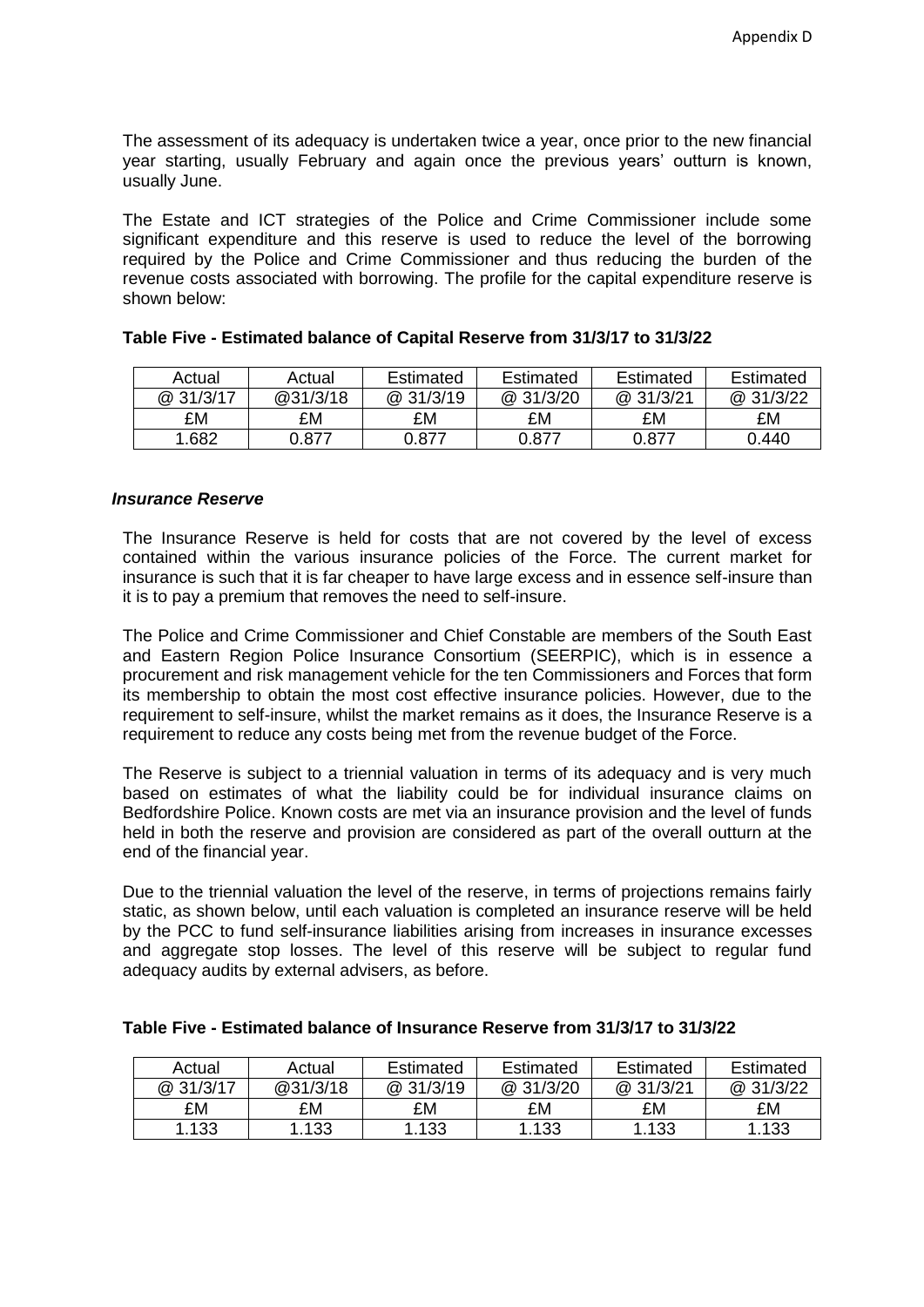The assessment of its adequacy is undertaken twice a year, once prior to the new financial year starting, usually February and again once the previous years' outturn is known, usually June.

The Estate and ICT strategies of the Police and Crime Commissioner include some significant expenditure and this reserve is used to reduce the level of the borrowing required by the Police and Crime Commissioner and thus reducing the burden of the revenue costs associated with borrowing. The profile for the capital expenditure reserve is shown below:

**Table Five - Estimated balance of Capital Reserve from 31/3/17 to 31/3/22**

| Actual | Actual | Estimated | Estimated | Estimated | Estimated |
|---|---|---|---|---|---|
| @ 31/3/17 | @31/3/18 | @ 31/3/19 | @ 31/3/20 | @ 31/3/21 | @ 31/3/22 |
| £M | £M | £M | £M | £M | £M |
| 1.682 | 0.877 | 0.877 | 0.877 | 0.877 | 0.440 |

***Insurance Reserve***

The Insurance Reserve is held for costs that are not covered by the level of excess contained within the various insurance policies of the Force. The current market for insurance is such that it is far cheaper to have large excess and in essence self-insure than it is to pay a premium that removes the need to self-insure.

The Police and Crime Commissioner and Chief Constable are members of the South East and Eastern Region Police Insurance Consortium (SEERPIC), which is in essence a procurement and risk management vehicle for the ten Commissioners and Forces that form its membership to obtain the most cost effective insurance policies. However, due to the requirement to self-insure, whilst the market remains as it does, the Insurance Reserve is a requirement to reduce any costs being met from the revenue budget of the Force.

The Reserve is subject to a triennial valuation in terms of its adequacy and is very much based on estimates of what the liability could be for individual insurance claims on Bedfordshire Police. Known costs are met via an insurance provision and the level of funds held in both the reserve and provision are considered as part of the overall outturn at the end of the financial year.

Due to the triennial valuation the level of the reserve, in terms of projections remains fairly static, as shown below, until each valuation is completed an insurance reserve will be held by the PCC to fund self-insurance liabilities arising from increases in insurance excesses and aggregate stop losses. The level of this reserve will be subject to regular fund adequacy audits by external advisers, as before.

**Table Five - Estimated balance of Insurance Reserve from 31/3/17 to 31/3/22**

| Actual | Actual | Estimated | Estimated | Estimated | Estimated |
|---|---|---|---|---|---|
| @ 31/3/17 | @31/3/18 | @ 31/3/19 | @ 31/3/20 | @ 31/3/21 | @ 31/3/22 |
| £M | £M | £M | £M | £M | £M |
| 1.133 | 1.133 | 1.133 | 1.133 | 1.133 | 1.133 |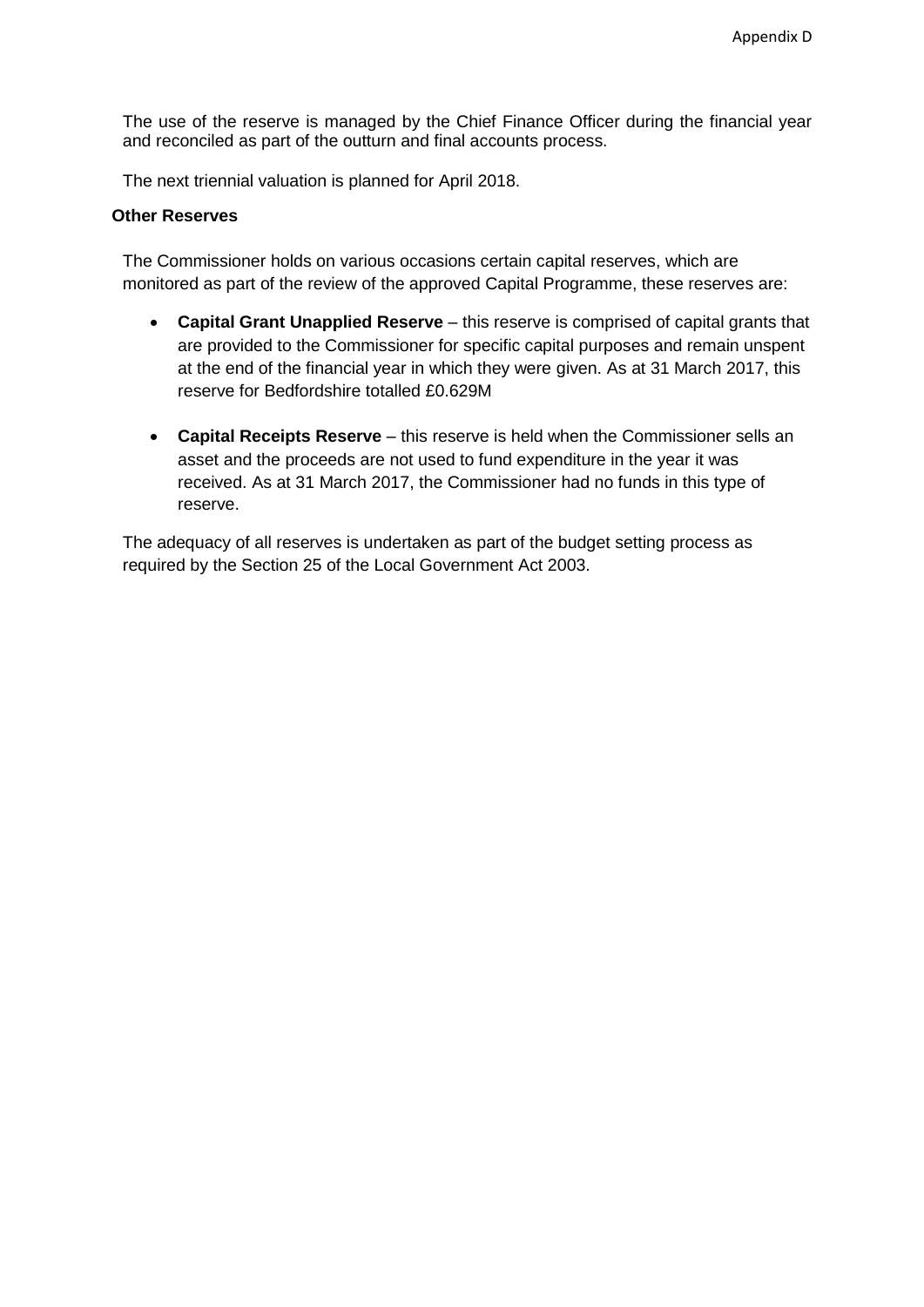The use of the reserve is managed by the Chief Finance Officer during the financial year and reconciled as part of the outturn and final accounts process.

The next triennial valuation is planned for April 2018.

**Other Reserves**

The Commissioner holds on various occasions certain capital reserves, which are monitored as part of the review of the approved Capital Programme, these reserves are:

- **Capital Grant Unapplied Reserve** – this reserve is comprised of capital grants that are provided to the Commissioner for specific capital purposes and remain unspent at the end of the financial year in which they were given. As at 31 March 2017, this reserve for Bedfordshire totalled £0.629M

- **Capital Receipts Reserve** – this reserve is held when the Commissioner sells an asset and the proceeds are not used to fund expenditure in the year it was received. As at 31 March 2017, the Commissioner had no funds in this type of reserve.

The adequacy of all reserves is undertaken as part of the budget setting process as required by the Section 25 of the Local Government Act 2003.